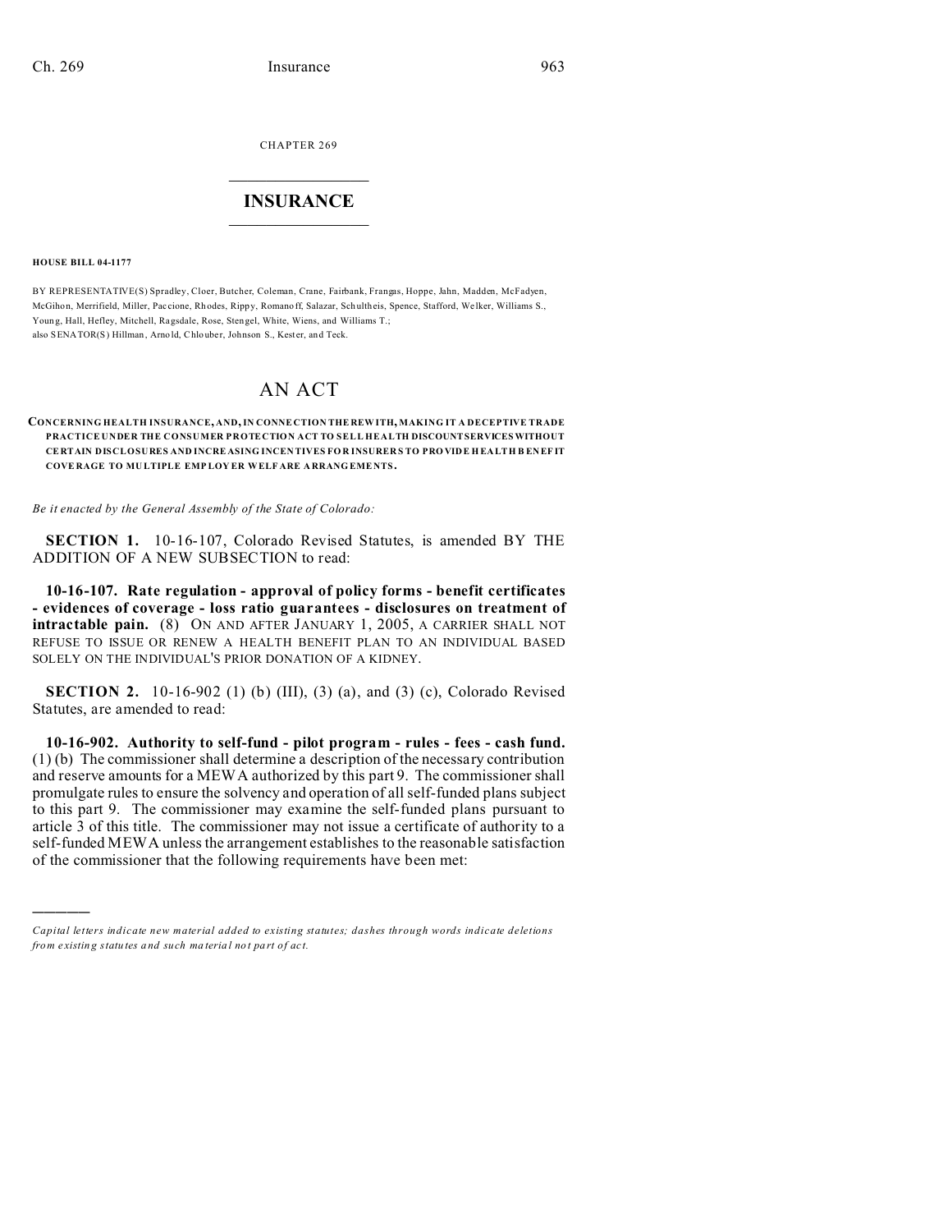CHAPTER 269

# INSURANCE

**HOUSE BILL 04-1177**

BY REPRESENTATIVE(S) Spradley, Cloer, Butcher, Coleman, Crane, Fairbank, Frangas, Hoppe, Jahn, Madden, McFadyen, McGihon, Merrifield, Miller, Paccione, Rhodes, Rippy, Romanoff, Salazar, Schultheis, Spence, Stafford, Welker, Williams S., Young, Hall, Hefley, Mitchell, Ragsdale, Rose, Stengel, White, Wiens, and Williams T.;
also SENATOR(S) Hillman, Arnold, Chlouber, Johnson S., Kester, and Teck.

# AN ACT

**CONCERNING HEALTH INSURANCE, AND, IN CONNECTION THEREWITH, MAKING IT A DECEPTIVE TRADE PRACTICE UNDER THE CONSUMER PROTECTION ACT TO SELL HEALTH DISCOUNT SERVICES WITHOUT CERTAIN DISCLOSURES AND INCREASING INCENTIVES FOR INSURERS TO PROVIDE HEALTH BENEFIT COVERAGE TO MULTIPLE EMPLOYER WELFARE ARRANGEMENTS.**

*Be it enacted by the General Assembly of the State of Colorado:*

**SECTION 1.** 10-16-107, Colorado Revised Statutes, is amended BY THE ADDITION OF A NEW SUBSECTION to read:

**10-16-107. Rate regulation - approval of policy forms - benefit certificates - evidences of coverage - loss ratio guarantees - disclosures on treatment of intractable pain.** (8) ON AND AFTER JANUARY 1, 2005, A CARRIER SHALL NOT REFUSE TO ISSUE OR RENEW A HEALTH BENEFIT PLAN TO AN INDIVIDUAL BASED SOLELY ON THE INDIVIDUAL'S PRIOR DONATION OF A KIDNEY.

**SECTION 2.** 10-16-902 (1) (b) (III), (3) (a), and (3) (c), Colorado Revised Statutes, are amended to read:

**10-16-902. Authority to self-fund - pilot program - rules - fees - cash fund.** (1) (b) The commissioner shall determine a description of the necessary contribution and reserve amounts for a MEWA authorized by this part 9. The commissioner shall promulgate rules to ensure the solvency and operation of all self-funded plans subject to this part 9. The commissioner may examine the self-funded plans pursuant to article 3 of this title. The commissioner may not issue a certificate of authority to a self-funded MEWA unless the arrangement establishes to the reasonable satisfaction of the commissioner that the following requirements have been met:

---

*Capital letters indicate new material added to existing statutes; dashes through words indicate deletions from existing statutes and such material not part of act.*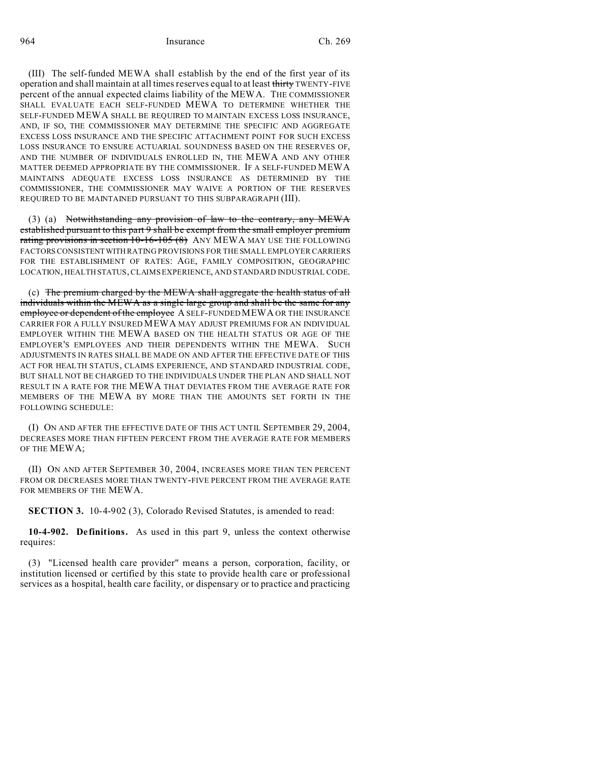(III) The self-funded MEWA shall establish by the end of the first year of its operation and shall maintain at all times reserves equal to at least ~~thirty~~ TWENTY-FIVE percent of the annual expected claims liability of the MEWA. THE COMMISSIONER SHALL EVALUATE EACH SELF-FUNDED MEWA TO DETERMINE WHETHER THE SELF-FUNDED MEWA SHALL BE REQUIRED TO MAINTAIN EXCESS LOSS INSURANCE, AND, IF SO, THE COMMISSIONER MAY DETERMINE THE SPECIFIC AND AGGREGATE EXCESS LOSS INSURANCE AND THE SPECIFIC ATTACHMENT POINT FOR SUCH EXCESS LOSS INSURANCE TO ENSURE ACTUARIAL SOUNDNESS BASED ON THE RESERVES OF, AND THE NUMBER OF INDIVIDUALS ENROLLED IN, THE MEWA AND ANY OTHER MATTER DEEMED APPROPRIATE BY THE COMMISSIONER. IF A SELF-FUNDED MEWA MAINTAINS ADEQUATE EXCESS LOSS INSURANCE AS DETERMINED BY THE COMMISSIONER, THE COMMISSIONER MAY WAIVE A PORTION OF THE RESERVES REQUIRED TO BE MAINTAINED PURSUANT TO THIS SUBPARAGRAPH (III).

(3) (a) ~~Notwithstanding any provision of law to the contrary, any MEWA established pursuant to this part 9 shall be exempt from the small employer premium rating provisions in section 10-16-105 (8)~~ ANY MEWA MAY USE THE FOLLOWING FACTORS CONSISTENT WITH RATING PROVISIONS FOR THE SMALL EMPLOYER CARRIERS FOR THE ESTABLISHMENT OF RATES: AGE, FAMILY COMPOSITION, GEOGRAPHIC LOCATION, HEALTH STATUS, CLAIMS EXPERIENCE, AND STANDARD INDUSTRIAL CODE.

(c) ~~The premium charged by the MEWA shall aggregate the health status of all individuals within the MEWA as a single large group and shall be the same for any employee or dependent of the employee~~ A SELF-FUNDED MEWA OR THE INSURANCE CARRIER FOR A FULLY INSURED MEWA MAY ADJUST PREMIUMS FOR AN INDIVIDUAL EMPLOYER WITHIN THE MEWA BASED ON THE HEALTH STATUS OR AGE OF THE EMPLOYER'S EMPLOYEES AND THEIR DEPENDENTS WITHIN THE MEWA. SUCH ADJUSTMENTS IN RATES SHALL BE MADE ON AND AFTER THE EFFECTIVE DATE OF THIS ACT FOR HEALTH STATUS, CLAIMS EXPERIENCE, AND STANDARD INDUSTRIAL CODE, BUT SHALL NOT BE CHARGED TO THE INDIVIDUALS UNDER THE PLAN AND SHALL NOT RESULT IN A RATE FOR THE MEWA THAT DEVIATES FROM THE AVERAGE RATE FOR MEMBERS OF THE MEWA BY MORE THAN THE AMOUNTS SET FORTH IN THE FOLLOWING SCHEDULE:

(I) ON AND AFTER THE EFFECTIVE DATE OF THIS ACT UNTIL SEPTEMBER 29, 2004, DECREASES MORE THAN FIFTEEN PERCENT FROM THE AVERAGE RATE FOR MEMBERS OF THE MEWA;

(II) ON AND AFTER SEPTEMBER 30, 2004, INCREASES MORE THAN TEN PERCENT FROM OR DECREASES MORE THAN TWENTY-FIVE PERCENT FROM THE AVERAGE RATE FOR MEMBERS OF THE MEWA.

**SECTION 3.** 10-4-902 (3), Colorado Revised Statutes, is amended to read:

**10-4-902. Definitions.** As used in this part 9, unless the context otherwise requires:

(3) "Licensed health care provider" means a person, corporation, facility, or institution licensed or certified by this state to provide health care or professional services as a hospital, health care facility, or dispensary or to practice and practicing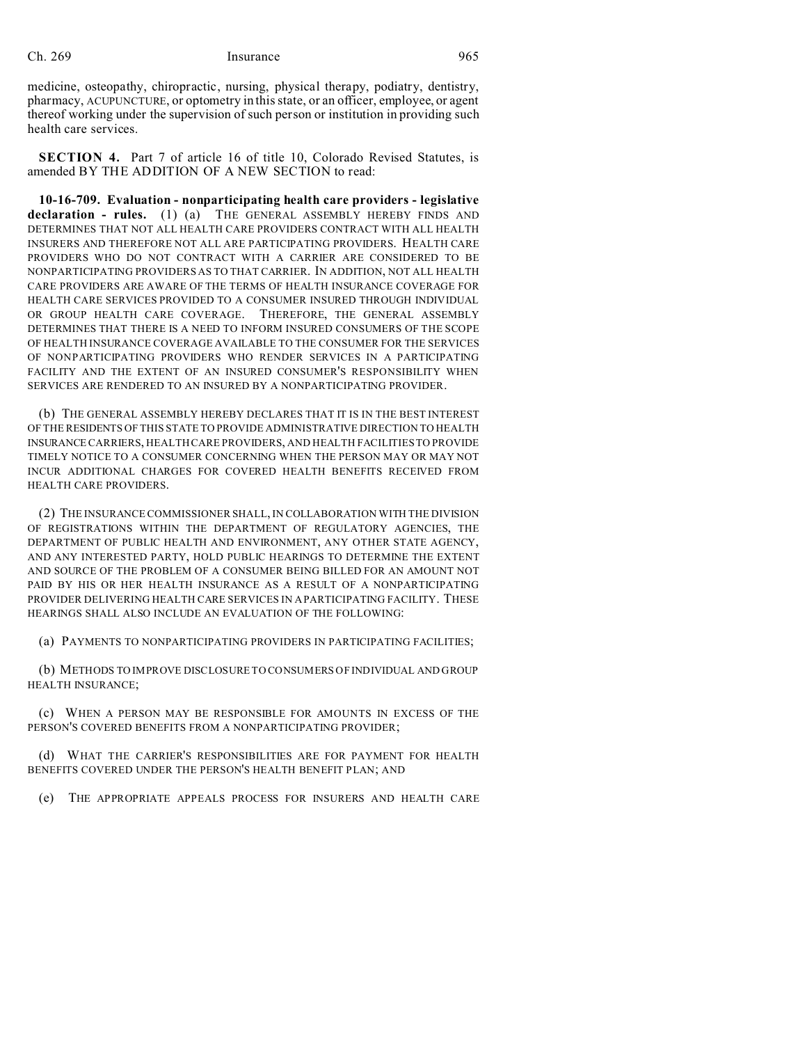medicine, osteopathy, chiropractic, nursing, physical therapy, podiatry, dentistry, pharmacy, ACUPUNCTURE, or optometry in this state, or an officer, employee, or agent thereof working under the supervision of such person or institution in providing such health care services.

**SECTION 4.** Part 7 of article 16 of title 10, Colorado Revised Statutes, is amended BY THE ADDITION OF A NEW SECTION to read:

**10-16-709. Evaluation - nonparticipating health care providers - legislative declaration - rules.** (1) (a) THE GENERAL ASSEMBLY HEREBY FINDS AND DETERMINES THAT NOT ALL HEALTH CARE PROVIDERS CONTRACT WITH ALL HEALTH INSURERS AND THEREFORE NOT ALL ARE PARTICIPATING PROVIDERS. HEALTH CARE PROVIDERS WHO DO NOT CONTRACT WITH A CARRIER ARE CONSIDERED TO BE NONPARTICIPATING PROVIDERS AS TO THAT CARRIER. IN ADDITION, NOT ALL HEALTH CARE PROVIDERS ARE AWARE OF THE TERMS OF HEALTH INSURANCE COVERAGE FOR HEALTH CARE SERVICES PROVIDED TO A CONSUMER INSURED THROUGH INDIVIDUAL OR GROUP HEALTH CARE COVERAGE. THEREFORE, THE GENERAL ASSEMBLY DETERMINES THAT THERE IS A NEED TO INFORM INSURED CONSUMERS OF THE SCOPE OF HEALTH INSURANCE COVERAGE AVAILABLE TO THE CONSUMER FOR THE SERVICES OF NONPARTICIPATING PROVIDERS WHO RENDER SERVICES IN A PARTICIPATING FACILITY AND THE EXTENT OF AN INSURED CONSUMER'S RESPONSIBILITY WHEN SERVICES ARE RENDERED TO AN INSURED BY A NONPARTICIPATING PROVIDER.

(b) THE GENERAL ASSEMBLY HEREBY DECLARES THAT IT IS IN THE BEST INTEREST OF THE RESIDENTS OF THIS STATE TO PROVIDE ADMINISTRATIVE DIRECTION TO HEALTH INSURANCE CARRIERS, HEALTH CARE PROVIDERS, AND HEALTH FACILITIES TO PROVIDE TIMELY NOTICE TO A CONSUMER CONCERNING WHEN THE PERSON MAY OR MAY NOT INCUR ADDITIONAL CHARGES FOR COVERED HEALTH BENEFITS RECEIVED FROM HEALTH CARE PROVIDERS.

(2) THE INSURANCE COMMISSIONER SHALL, IN COLLABORATION WITH THE DIVISION OF REGISTRATIONS WITHIN THE DEPARTMENT OF REGULATORY AGENCIES, THE DEPARTMENT OF PUBLIC HEALTH AND ENVIRONMENT, ANY OTHER STATE AGENCY, AND ANY INTERESTED PARTY, HOLD PUBLIC HEARINGS TO DETERMINE THE EXTENT AND SOURCE OF THE PROBLEM OF A CONSUMER BEING BILLED FOR AN AMOUNT NOT PAID BY HIS OR HER HEALTH INSURANCE AS A RESULT OF A NONPARTICIPATING PROVIDER DELIVERING HEALTH CARE SERVICES IN A PARTICIPATING FACILITY. THESE HEARINGS SHALL ALSO INCLUDE AN EVALUATION OF THE FOLLOWING:

(a) PAYMENTS TO NONPARTICIPATING PROVIDERS IN PARTICIPATING FACILITIES;

(b) METHODS TO IMPROVE DISCLOSURE TO CONSUMERS OF INDIVIDUAL AND GROUP HEALTH INSURANCE;

(c) WHEN A PERSON MAY BE RESPONSIBLE FOR AMOUNTS IN EXCESS OF THE PERSON'S COVERED BENEFITS FROM A NONPARTICIPATING PROVIDER;

(d) WHAT THE CARRIER'S RESPONSIBILITIES ARE FOR PAYMENT FOR HEALTH BENEFITS COVERED UNDER THE PERSON'S HEALTH BENEFIT PLAN; AND

(e) THE APPROPRIATE APPEALS PROCESS FOR INSURERS AND HEALTH CARE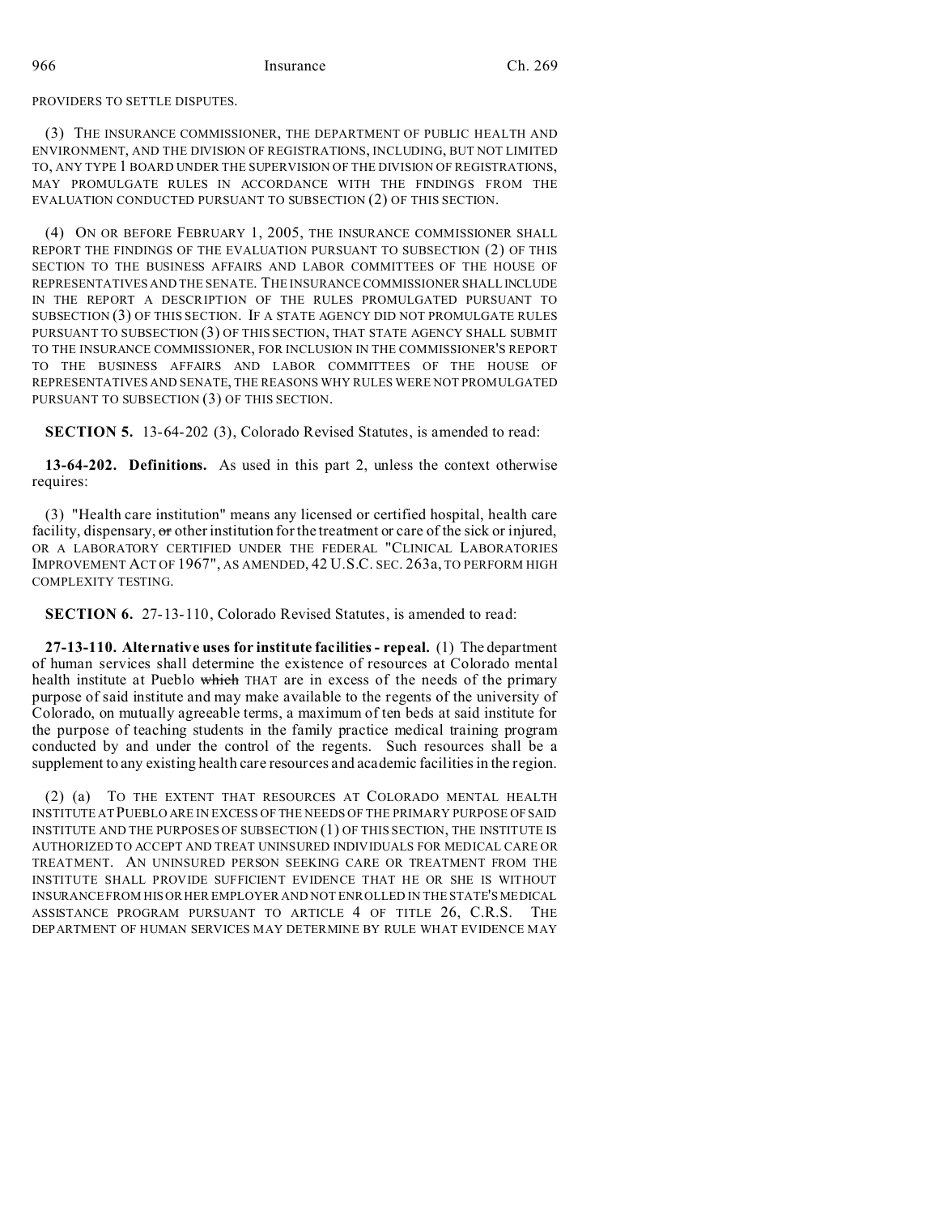PROVIDERS TO SETTLE DISPUTES.

(3) THE INSURANCE COMMISSIONER, THE DEPARTMENT OF PUBLIC HEALTH AND ENVIRONMENT, AND THE DIVISION OF REGISTRATIONS, INCLUDING, BUT NOT LIMITED TO, ANY TYPE 1 BOARD UNDER THE SUPERVISION OF THE DIVISION OF REGISTRATIONS, MAY PROMULGATE RULES IN ACCORDANCE WITH THE FINDINGS FROM THE EVALUATION CONDUCTED PURSUANT TO SUBSECTION (2) OF THIS SECTION.

(4) ON OR BEFORE FEBRUARY 1, 2005, THE INSURANCE COMMISSIONER SHALL REPORT THE FINDINGS OF THE EVALUATION PURSUANT TO SUBSECTION (2) OF THIS SECTION TO THE BUSINESS AFFAIRS AND LABOR COMMITTEES OF THE HOUSE OF REPRESENTATIVES AND THE SENATE. THE INSURANCE COMMISSIONER SHALL INCLUDE IN THE REPORT A DESCRIPTION OF THE RULES PROMULGATED PURSUANT TO SUBSECTION (3) OF THIS SECTION. IF A STATE AGENCY DID NOT PROMULGATE RULES PURSUANT TO SUBSECTION (3) OF THIS SECTION, THAT STATE AGENCY SHALL SUBMIT TO THE INSURANCE COMMISSIONER, FOR INCLUSION IN THE COMMISSIONER'S REPORT TO THE BUSINESS AFFAIRS AND LABOR COMMITTEES OF THE HOUSE OF REPRESENTATIVES AND SENATE, THE REASONS WHY RULES WERE NOT PROMULGATED PURSUANT TO SUBSECTION (3) OF THIS SECTION.

**SECTION 5.** 13-64-202 (3), Colorado Revised Statutes, is amended to read:

**13-64-202. Definitions.** As used in this part 2, unless the context otherwise requires:

(3) "Health care institution" means any licensed or certified hospital, health care facility, dispensary, ~~or~~ other institution for the treatment or care of the sick or injured, OR A LABORATORY CERTIFIED UNDER THE FEDERAL "CLINICAL LABORATORIES IMPROVEMENT ACT OF 1967", AS AMENDED, 42 U.S.C. SEC. 263a, TO PERFORM HIGH COMPLEXITY TESTING.

**SECTION 6.** 27-13-110, Colorado Revised Statutes, is amended to read:

**27-13-110. Alternative uses for institute facilities - repeal.** (1) The department of human services shall determine the existence of resources at Colorado mental health institute at Pueblo ~~which~~ THAT are in excess of the needs of the primary purpose of said institute and may make available to the regents of the university of Colorado, on mutually agreeable terms, a maximum of ten beds at said institute for the purpose of teaching students in the family practice medical training program conducted by and under the control of the regents. Such resources shall be a supplement to any existing health care resources and academic facilities in the region.

(2) (a) TO THE EXTENT THAT RESOURCES AT COLORADO MENTAL HEALTH INSTITUTE AT PUEBLO ARE IN EXCESS OF THE NEEDS OF THE PRIMARY PURPOSE OF SAID INSTITUTE AND THE PURPOSES OF SUBSECTION (1) OF THIS SECTION, THE INSTITUTE IS AUTHORIZED TO ACCEPT AND TREAT UNINSURED INDIVIDUALS FOR MEDICAL CARE OR TREATMENT. AN UNINSURED PERSON SEEKING CARE OR TREATMENT FROM THE INSTITUTE SHALL PROVIDE SUFFICIENT EVIDENCE THAT HE OR SHE IS WITHOUT INSURANCE FROM HIS OR HER EMPLOYER AND NOT ENROLLED IN THE STATE'S MEDICAL ASSISTANCE PROGRAM PURSUANT TO ARTICLE 4 OF TITLE 26, C.R.S. THE DEPARTMENT OF HUMAN SERVICES MAY DETERMINE BY RULE WHAT EVIDENCE MAY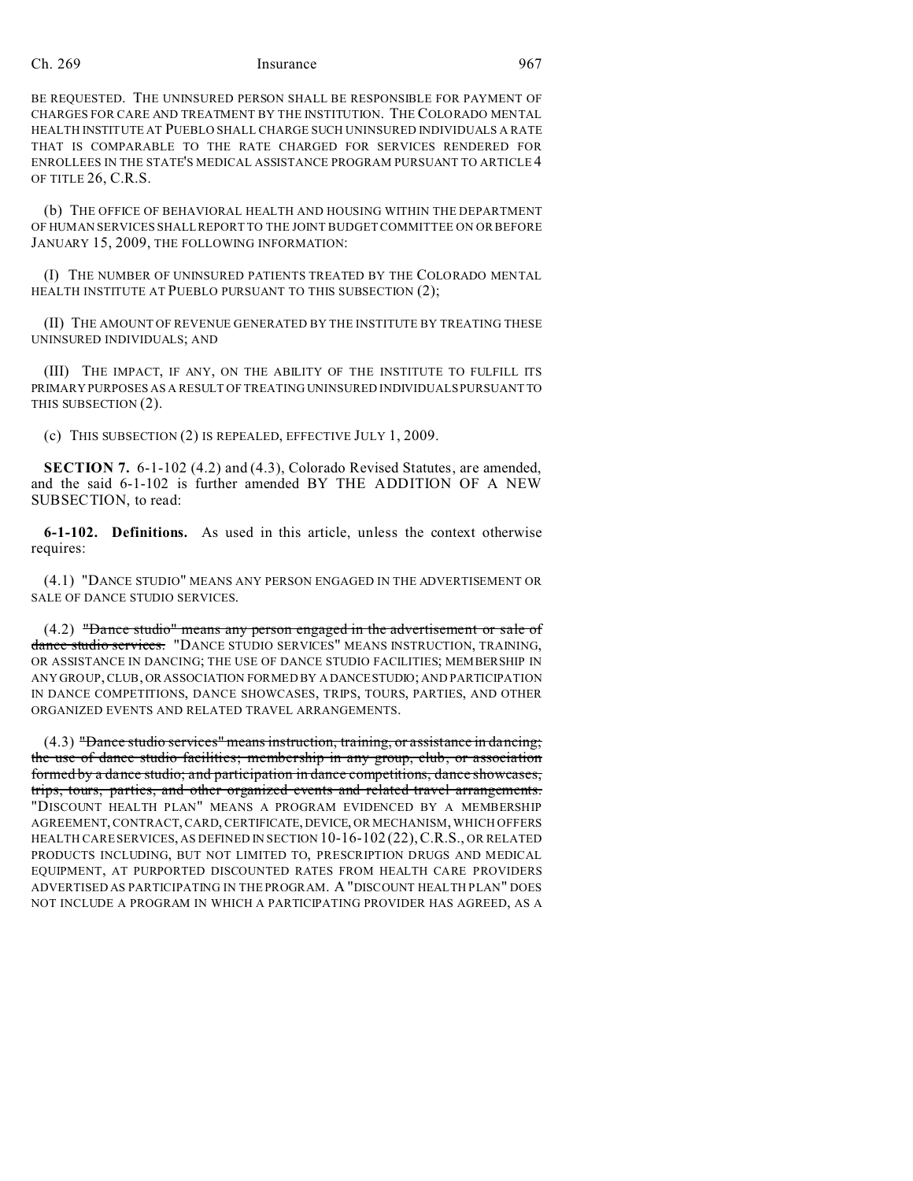BE REQUESTED. THE UNINSURED PERSON SHALL BE RESPONSIBLE FOR PAYMENT OF CHARGES FOR CARE AND TREATMENT BY THE INSTITUTION. THE COLORADO MENTAL HEALTH INSTITUTE AT PUEBLO SHALL CHARGE SUCH UNINSURED INDIVIDUALS A RATE THAT IS COMPARABLE TO THE RATE CHARGED FOR SERVICES RENDERED FOR ENROLLEES IN THE STATE'S MEDICAL ASSISTANCE PROGRAM PURSUANT TO ARTICLE 4 OF TITLE 26, C.R.S.

(b) THE OFFICE OF BEHAVIORAL HEALTH AND HOUSING WITHIN THE DEPARTMENT OF HUMAN SERVICES SHALL REPORT TO THE JOINT BUDGET COMMITTEE ON OR BEFORE JANUARY 15, 2009, THE FOLLOWING INFORMATION:

(I) THE NUMBER OF UNINSURED PATIENTS TREATED BY THE COLORADO MENTAL HEALTH INSTITUTE AT PUEBLO PURSUANT TO THIS SUBSECTION (2);

(II) THE AMOUNT OF REVENUE GENERATED BY THE INSTITUTE BY TREATING THESE UNINSURED INDIVIDUALS; AND

(III) THE IMPACT, IF ANY, ON THE ABILITY OF THE INSTITUTE TO FULFILL ITS PRIMARY PURPOSES AS A RESULT OF TREATING UNINSURED INDIVIDUALS PURSUANT TO THIS SUBSECTION (2).

(c) THIS SUBSECTION (2) IS REPEALED, EFFECTIVE JULY 1, 2009.

**SECTION 7.** 6-1-102 (4.2) and (4.3), Colorado Revised Statutes, are amended, and the said 6-1-102 is further amended BY THE ADDITION OF A NEW SUBSECTION, to read:

**6-1-102. Definitions.** As used in this article, unless the context otherwise requires:

(4.1) "DANCE STUDIO" MEANS ANY PERSON ENGAGED IN THE ADVERTISEMENT OR SALE OF DANCE STUDIO SERVICES.

(4.2) ~~"Dance studio" means any person engaged in the advertisement or sale of dance studio services.~~ "DANCE STUDIO SERVICES" MEANS INSTRUCTION, TRAINING, OR ASSISTANCE IN DANCING; THE USE OF DANCE STUDIO FACILITIES; MEMBERSHIP IN ANY GROUP, CLUB, OR ASSOCIATION FORMED BY A DANCE STUDIO; AND PARTICIPATION IN DANCE COMPETITIONS, DANCE SHOWCASES, TRIPS, TOURS, PARTIES, AND OTHER ORGANIZED EVENTS AND RELATED TRAVEL ARRANGEMENTS.

(4.3) ~~"Dance studio services" means instruction, training, or assistance in dancing; the use of dance studio facilities; membership in any group, club, or association formed by a dance studio; and participation in dance competitions, dance showcases, trips, tours, parties, and other organized events and related travel arrangements.~~ "DISCOUNT HEALTH PLAN" MEANS A PROGRAM EVIDENCED BY A MEMBERSHIP AGREEMENT, CONTRACT, CARD, CERTIFICATE, DEVICE, OR MECHANISM, WHICH OFFERS HEALTH CARE SERVICES, AS DEFINED IN SECTION 10-16-102 (22), C.R.S., OR RELATED PRODUCTS INCLUDING, BUT NOT LIMITED TO, PRESCRIPTION DRUGS AND MEDICAL EQUIPMENT, AT PURPORTED DISCOUNTED RATES FROM HEALTH CARE PROVIDERS ADVERTISED AS PARTICIPATING IN THE PROGRAM. A "DISCOUNT HEALTH PLAN" DOES NOT INCLUDE A PROGRAM IN WHICH A PARTICIPATING PROVIDER HAS AGREED, AS A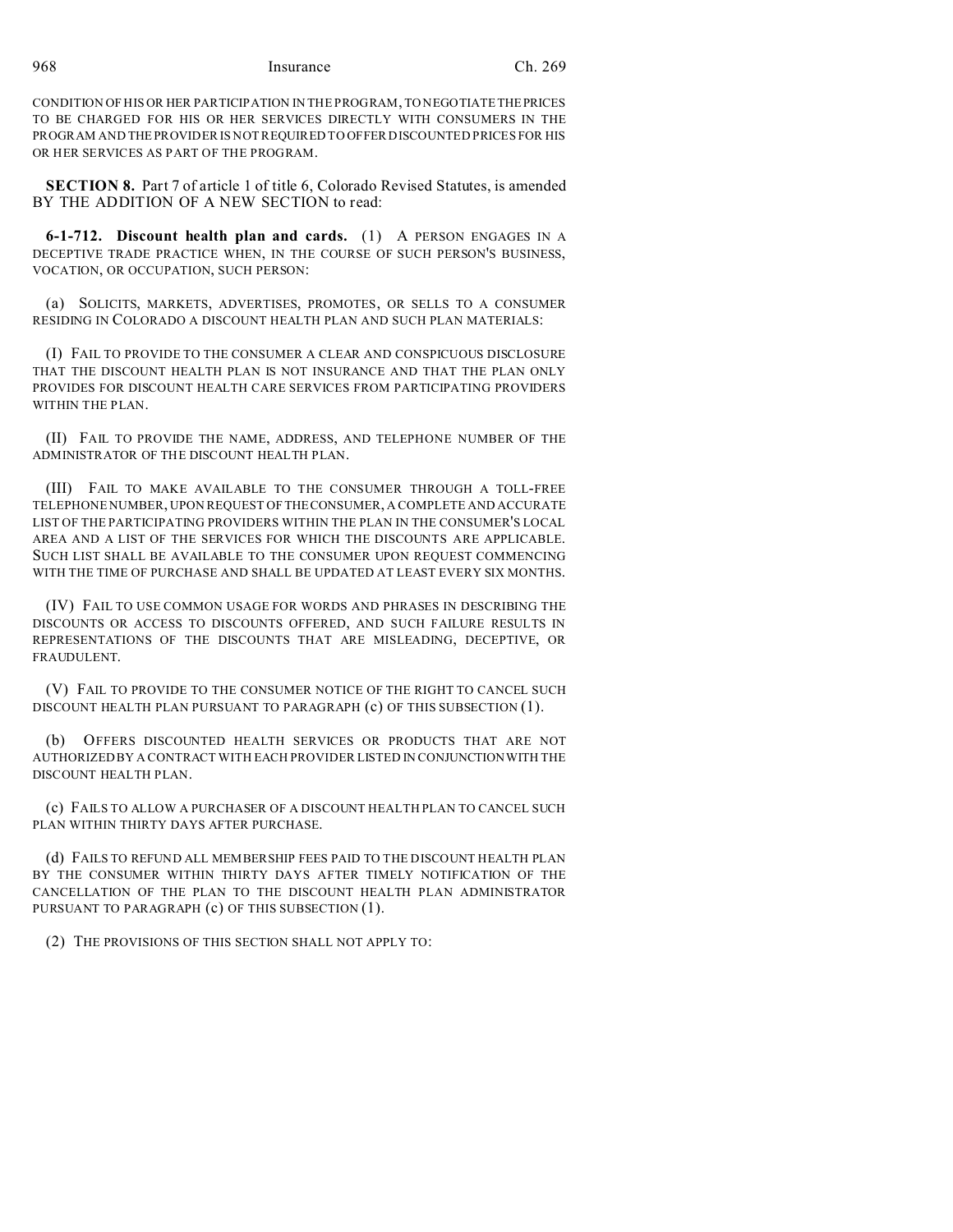CONDITION OF HIS OR HER PARTICIPATION IN THE PROGRAM, TO NEGOTIATE THE PRICES TO BE CHARGED FOR HIS OR HER SERVICES DIRECTLY WITH CONSUMERS IN THE PROGRAM AND THE PROVIDER IS NOT REQUIRED TO OFFER DISCOUNTED PRICES FOR HIS OR HER SERVICES AS PART OF THE PROGRAM.

**SECTION 8.** Part 7 of article 1 of title 6, Colorado Revised Statutes, is amended BY THE ADDITION OF A NEW SECTION to read:

**6-1-712. Discount health plan and cards.** (1) A PERSON ENGAGES IN A DECEPTIVE TRADE PRACTICE WHEN, IN THE COURSE OF SUCH PERSON'S BUSINESS, VOCATION, OR OCCUPATION, SUCH PERSON:

(a) SOLICITS, MARKETS, ADVERTISES, PROMOTES, OR SELLS TO A CONSUMER RESIDING IN COLORADO A DISCOUNT HEALTH PLAN AND SUCH PLAN MATERIALS:

(I) FAIL TO PROVIDE TO THE CONSUMER A CLEAR AND CONSPICUOUS DISCLOSURE THAT THE DISCOUNT HEALTH PLAN IS NOT INSURANCE AND THAT THE PLAN ONLY PROVIDES FOR DISCOUNT HEALTH CARE SERVICES FROM PARTICIPATING PROVIDERS WITHIN THE PLAN.

(II) FAIL TO PROVIDE THE NAME, ADDRESS, AND TELEPHONE NUMBER OF THE ADMINISTRATOR OF THE DISCOUNT HEALTH PLAN.

(III) FAIL TO MAKE AVAILABLE TO THE CONSUMER THROUGH A TOLL-FREE TELEPHONE NUMBER, UPON REQUEST OF THE CONSUMER, A COMPLETE AND ACCURATE LIST OF THE PARTICIPATING PROVIDERS WITHIN THE PLAN IN THE CONSUMER'S LOCAL AREA AND A LIST OF THE SERVICES FOR WHICH THE DISCOUNTS ARE APPLICABLE. SUCH LIST SHALL BE AVAILABLE TO THE CONSUMER UPON REQUEST COMMENCING WITH THE TIME OF PURCHASE AND SHALL BE UPDATED AT LEAST EVERY SIX MONTHS.

(IV) FAIL TO USE COMMON USAGE FOR WORDS AND PHRASES IN DESCRIBING THE DISCOUNTS OR ACCESS TO DISCOUNTS OFFERED, AND SUCH FAILURE RESULTS IN REPRESENTATIONS OF THE DISCOUNTS THAT ARE MISLEADING, DECEPTIVE, OR FRAUDULENT.

(V) FAIL TO PROVIDE TO THE CONSUMER NOTICE OF THE RIGHT TO CANCEL SUCH DISCOUNT HEALTH PLAN PURSUANT TO PARAGRAPH (c) OF THIS SUBSECTION (1).

(b) OFFERS DISCOUNTED HEALTH SERVICES OR PRODUCTS THAT ARE NOT AUTHORIZED BY A CONTRACT WITH EACH PROVIDER LISTED IN CONJUNCTION WITH THE DISCOUNT HEALTH PLAN.

(c) FAILS TO ALLOW A PURCHASER OF A DISCOUNT HEALTH PLAN TO CANCEL SUCH PLAN WITHIN THIRTY DAYS AFTER PURCHASE.

(d) FAILS TO REFUND ALL MEMBERSHIP FEES PAID TO THE DISCOUNT HEALTH PLAN BY THE CONSUMER WITHIN THIRTY DAYS AFTER TIMELY NOTIFICATION OF THE CANCELLATION OF THE PLAN TO THE DISCOUNT HEALTH PLAN ADMINISTRATOR PURSUANT TO PARAGRAPH (c) OF THIS SUBSECTION (1).

(2) THE PROVISIONS OF THIS SECTION SHALL NOT APPLY TO: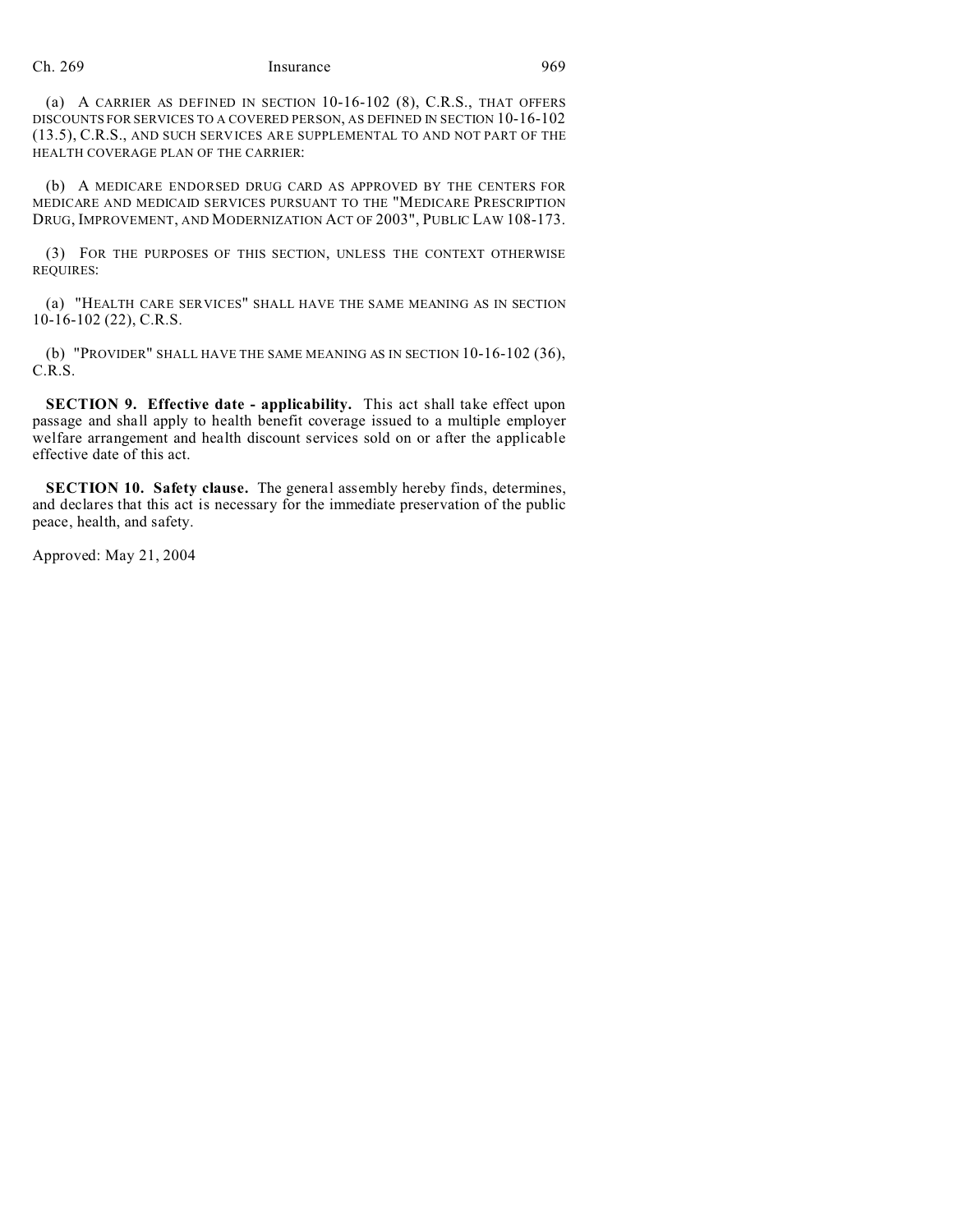(a) A CARRIER AS DEFINED IN SECTION 10-16-102 (8), C.R.S., THAT OFFERS DISCOUNTS FOR SERVICES TO A COVERED PERSON, AS DEFINED IN SECTION 10-16-102 (13.5), C.R.S., AND SUCH SERVICES ARE SUPPLEMENTAL TO AND NOT PART OF THE HEALTH COVERAGE PLAN OF THE CARRIER:

(b) A MEDICARE ENDORSED DRUG CARD AS APPROVED BY THE CENTERS FOR MEDICARE AND MEDICAID SERVICES PURSUANT TO THE "MEDICARE PRESCRIPTION DRUG, IMPROVEMENT, AND MODERNIZATION ACT OF 2003", PUBLIC LAW 108-173.

(3) FOR THE PURPOSES OF THIS SECTION, UNLESS THE CONTEXT OTHERWISE REQUIRES:

(a) "HEALTH CARE SERVICES" SHALL HAVE THE SAME MEANING AS IN SECTION 10-16-102 (22), C.R.S.

(b) "PROVIDER" SHALL HAVE THE SAME MEANING AS IN SECTION 10-16-102 (36), C.R.S.

**SECTION 9. Effective date - applicability.** This act shall take effect upon passage and shall apply to health benefit coverage issued to a multiple employer welfare arrangement and health discount services sold on or after the applicable effective date of this act.

**SECTION 10. Safety clause.** The general assembly hereby finds, determines, and declares that this act is necessary for the immediate preservation of the public peace, health, and safety.

Approved: May 21, 2004